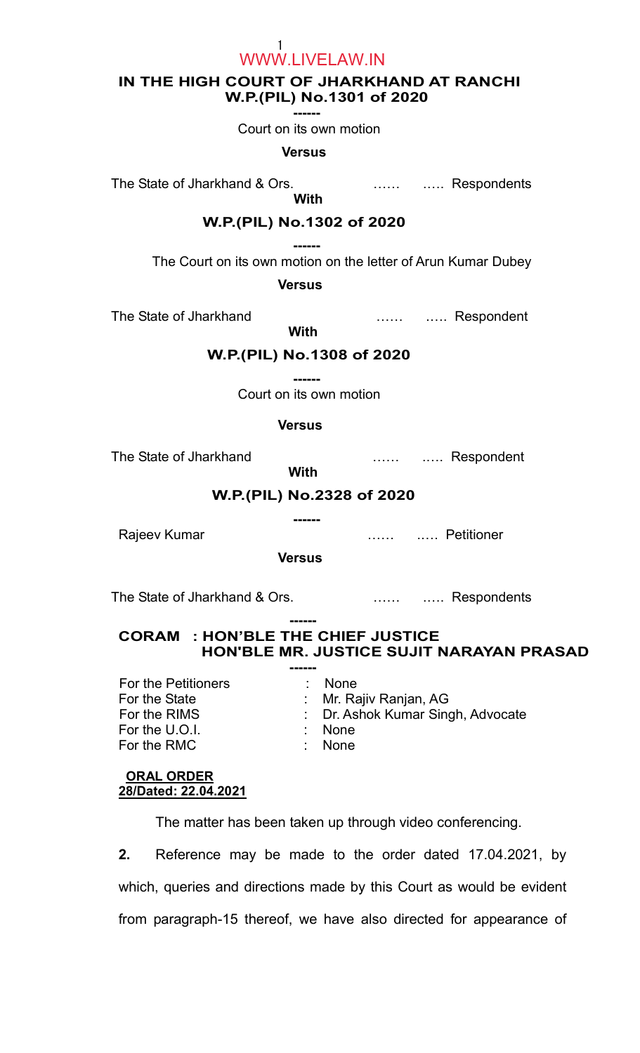**IN THE HIGH COURT OF JHARKHAND AT RANCHI**
**W.P.(PIL) No.1301 of 2020**

------

Court on its own motion

**Versus**

The State of Jharkhand & Ors. …… ….. Respondents

**With**

**W.P.(PIL) No.1302 of 2020**

------

The Court on its own motion on the letter of Arun Kumar Dubey

**Versus**

The State of Jharkhand …… ….. Respondent

**With**

**W.P.(PIL) No.1308 of 2020**

------

Court on its own motion

**Versus**

The State of Jharkhand …… ….. Respondent

**With**

**W.P.(PIL) No.2328 of 2020**

------

Rajeev Kumar …… ….. Petitioner

**Versus**

The State of Jharkhand & Ors. …… ….. Respondents

------

**CORAM : HON'BLE THE CHIEF JUSTICE**
**HON'BLE MR. JUSTICE SUJIT NARAYAN PRASAD**

------

| | | |
|---|---|---|
| For the Petitioners | : | None |
| For the State | : | Mr. Rajiv Ranjan, AG |
| For the RIMS | : | Dr. Ashok Kumar Singh, Advocate |
| For the U.O.I. | : | None |
| For the RMC | : | None |

**ORAL ORDER**
**28/Dated: 22.04.2021**

The matter has been taken up through video conferencing.

**2.** Reference may be made to the order dated 17.04.2021, by which, queries and directions made by this Court as would be evident from paragraph-15 thereof, we have also directed for appearance of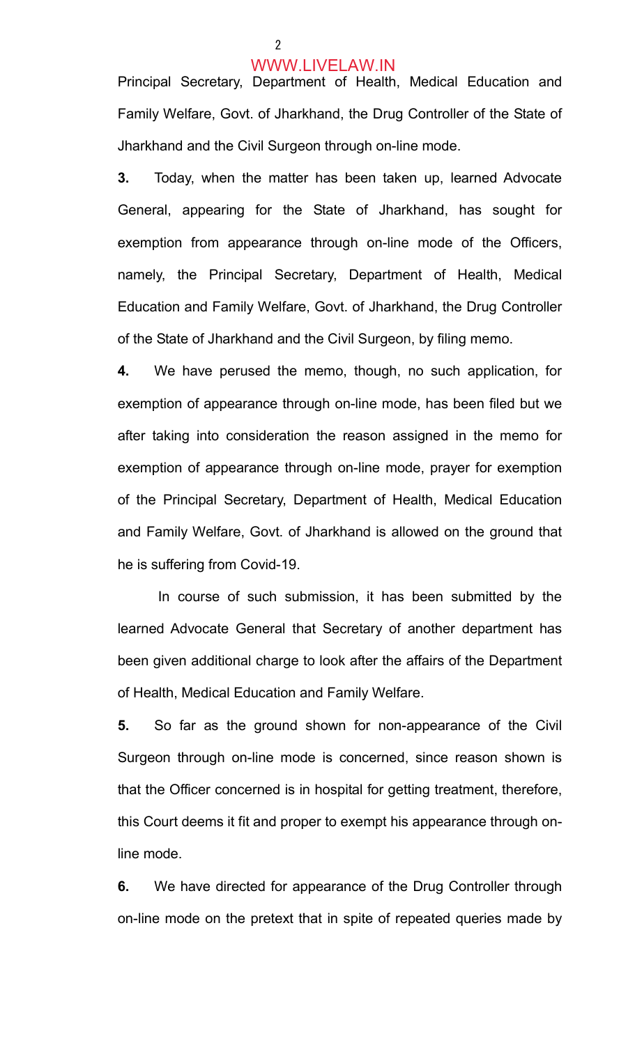Principal Secretary, Department of Health, Medical Education and Family Welfare, Govt. of Jharkhand, the Drug Controller of the State of Jharkhand and the Civil Surgeon through on-line mode.

**3.** Today, when the matter has been taken up, learned Advocate General, appearing for the State of Jharkhand, has sought for exemption from appearance through on-line mode of the Officers, namely, the Principal Secretary, Department of Health, Medical Education and Family Welfare, Govt. of Jharkhand, the Drug Controller of the State of Jharkhand and the Civil Surgeon, by filing memo.

**4.** We have perused the memo, though, no such application, for exemption of appearance through on-line mode, has been filed but we after taking into consideration the reason assigned in the memo for exemption of appearance through on-line mode, prayer for exemption of the Principal Secretary, Department of Health, Medical Education and Family Welfare, Govt. of Jharkhand is allowed on the ground that he is suffering from Covid-19.

In course of such submission, it has been submitted by the learned Advocate General that Secretary of another department has been given additional charge to look after the affairs of the Department of Health, Medical Education and Family Welfare.

**5.** So far as the ground shown for non-appearance of the Civil Surgeon through on-line mode is concerned, since reason shown is that the Officer concerned is in hospital for getting treatment, therefore, this Court deems it fit and proper to exempt his appearance through on-line mode.

**6.** We have directed for appearance of the Drug Controller through on-line mode on the pretext that in spite of repeated queries made by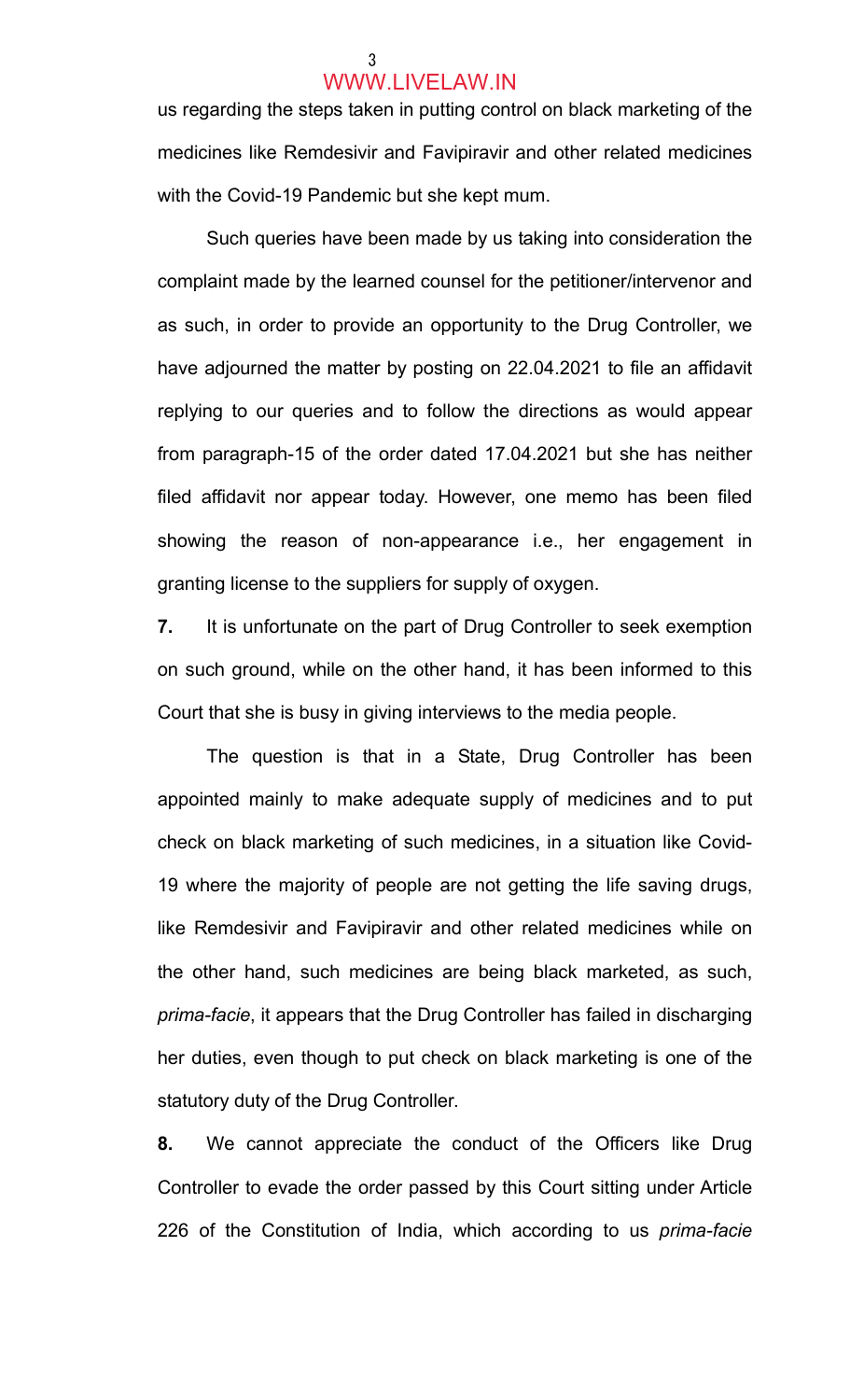us regarding the steps taken in putting control on black marketing of the medicines like Remdesivir and Favipiravir and other related medicines with the Covid-19 Pandemic but she kept mum.

Such queries have been made by us taking into consideration the complaint made by the learned counsel for the petitioner/intervenor and as such, in order to provide an opportunity to the Drug Controller, we have adjourned the matter by posting on 22.04.2021 to file an affidavit replying to our queries and to follow the directions as would appear from paragraph-15 of the order dated 17.04.2021 but she has neither filed affidavit nor appear today. However, one memo has been filed showing the reason of non-appearance i.e., her engagement in granting license to the suppliers for supply of oxygen.

**7.** It is unfortunate on the part of Drug Controller to seek exemption on such ground, while on the other hand, it has been informed to this Court that she is busy in giving interviews to the media people.

The question is that in a State, Drug Controller has been appointed mainly to make adequate supply of medicines and to put check on black marketing of such medicines, in a situation like Covid-19 where the majority of people are not getting the life saving drugs, like Remdesivir and Favipiravir and other related medicines while on the other hand, such medicines are being black marketed, as such, *prima-facie*, it appears that the Drug Controller has failed in discharging her duties, even though to put check on black marketing is one of the statutory duty of the Drug Controller.

**8.** We cannot appreciate the conduct of the Officers like Drug Controller to evade the order passed by this Court sitting under Article 226 of the Constitution of India, which according to us *prima-facie*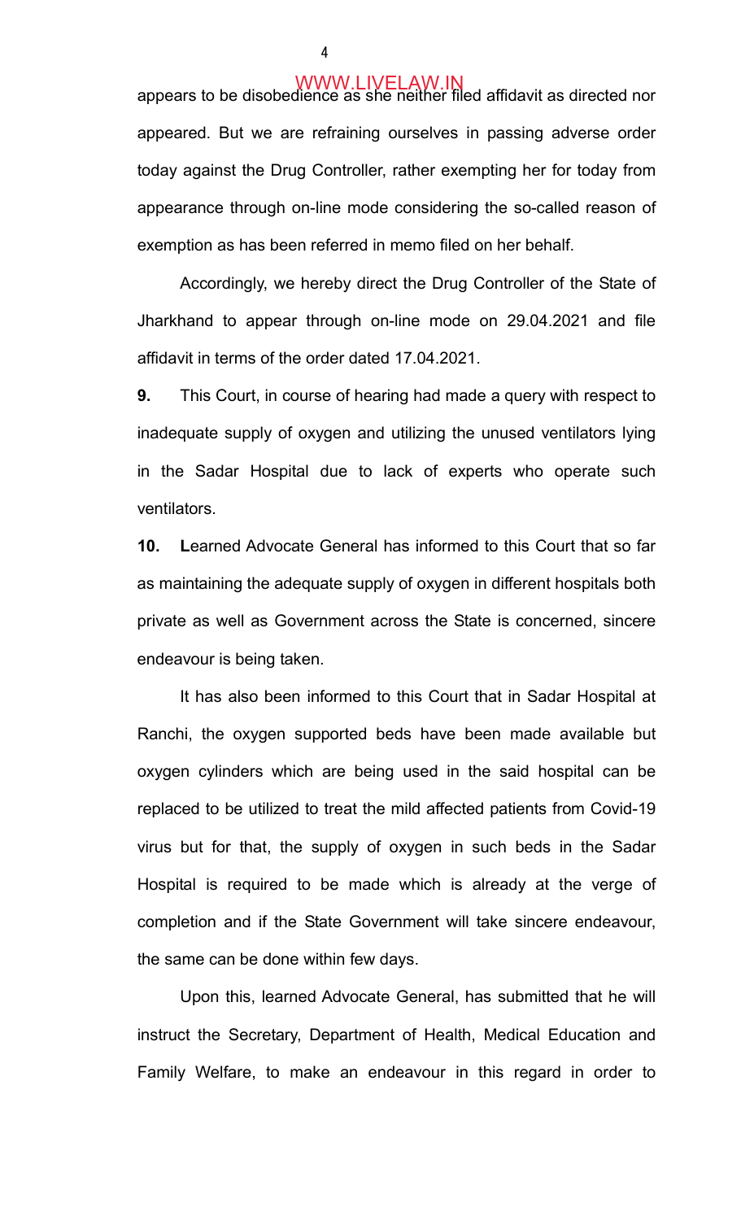appears to be disobedience as she neither filed affidavit as directed nor appeared. But we are refraining ourselves in passing adverse order today against the Drug Controller, rather exempting her for today from appearance through on-line mode considering the so-called reason of exemption as has been referred in memo filed on her behalf.

Accordingly, we hereby direct the Drug Controller of the State of Jharkhand to appear through on-line mode on 29.04.2021 and file affidavit in terms of the order dated 17.04.2021.

**9.** This Court, in course of hearing had made a query with respect to inadequate supply of oxygen and utilizing the unused ventilators lying in the Sadar Hospital due to lack of experts who operate such ventilators.

**10.** **L**earned Advocate General has informed to this Court that so far as maintaining the adequate supply of oxygen in different hospitals both private as well as Government across the State is concerned, sincere endeavour is being taken.

It has also been informed to this Court that in Sadar Hospital at Ranchi, the oxygen supported beds have been made available but oxygen cylinders which are being used in the said hospital can be replaced to be utilized to treat the mild affected patients from Covid-19 virus but for that, the supply of oxygen in such beds in the Sadar Hospital is required to be made which is already at the verge of completion and if the State Government will take sincere endeavour, the same can be done within few days.

Upon this, learned Advocate General, has submitted that he will instruct the Secretary, Department of Health, Medical Education and Family Welfare, to make an endeavour in this regard in order to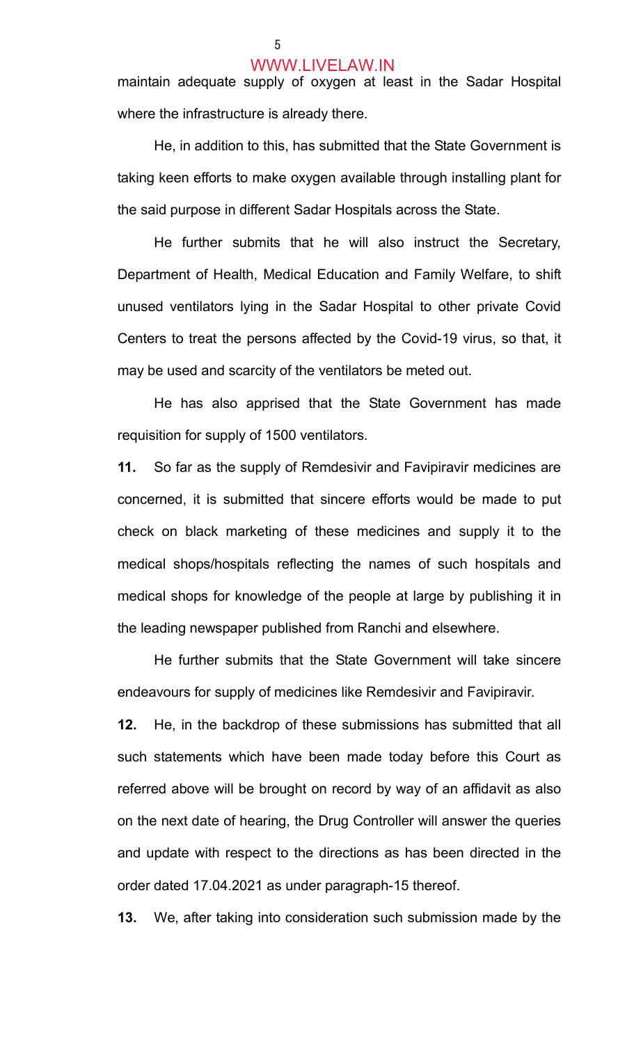maintain adequate supply of oxygen at least in the Sadar Hospital where the infrastructure is already there.

He, in addition to this, has submitted that the State Government is taking keen efforts to make oxygen available through installing plant for the said purpose in different Sadar Hospitals across the State.

He further submits that he will also instruct the Secretary, Department of Health, Medical Education and Family Welfare, to shift unused ventilators lying in the Sadar Hospital to other private Covid Centers to treat the persons affected by the Covid-19 virus, so that, it may be used and scarcity of the ventilators be meted out.

He has also apprised that the State Government has made requisition for supply of 1500 ventilators.

**11.** So far as the supply of Remdesivir and Favipiravir medicines are concerned, it is submitted that sincere efforts would be made to put check on black marketing of these medicines and supply it to the medical shops/hospitals reflecting the names of such hospitals and medical shops for knowledge of the people at large by publishing it in the leading newspaper published from Ranchi and elsewhere.

He further submits that the State Government will take sincere endeavours for supply of medicines like Remdesivir and Favipiravir.

**12.** He, in the backdrop of these submissions has submitted that all such statements which have been made today before this Court as referred above will be brought on record by way of an affidavit as also on the next date of hearing, the Drug Controller will answer the queries and update with respect to the directions as has been directed in the order dated 17.04.2021 as under paragraph-15 thereof.

**13.** We, after taking into consideration such submission made by the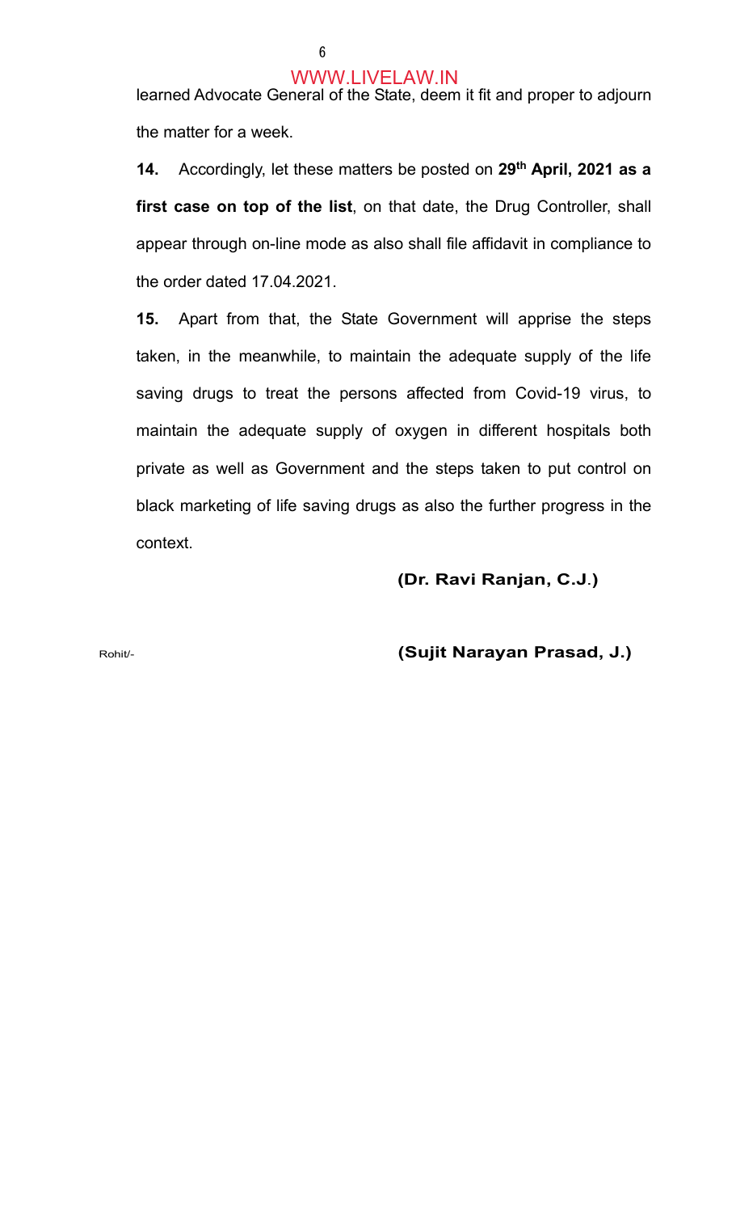learned Advocate General of the State, deem it fit and proper to adjourn the matter for a week.

**14.** Accordingly, let these matters be posted on **29th April, 2021 as a first case on top of the list**, on that date, the Drug Controller, shall appear through on-line mode as also shall file affidavit in compliance to the order dated 17.04.2021.

**15.** Apart from that, the State Government will apprise the steps taken, in the meanwhile, to maintain the adequate supply of the life saving drugs to treat the persons affected from Covid-19 virus, to maintain the adequate supply of oxygen in different hospitals both private as well as Government and the steps taken to put control on black marketing of life saving drugs as also the further progress in the context.

**(Dr. Ravi Ranjan, C.J.)**

Rohit/-

**(Sujit Narayan Prasad, J.)**